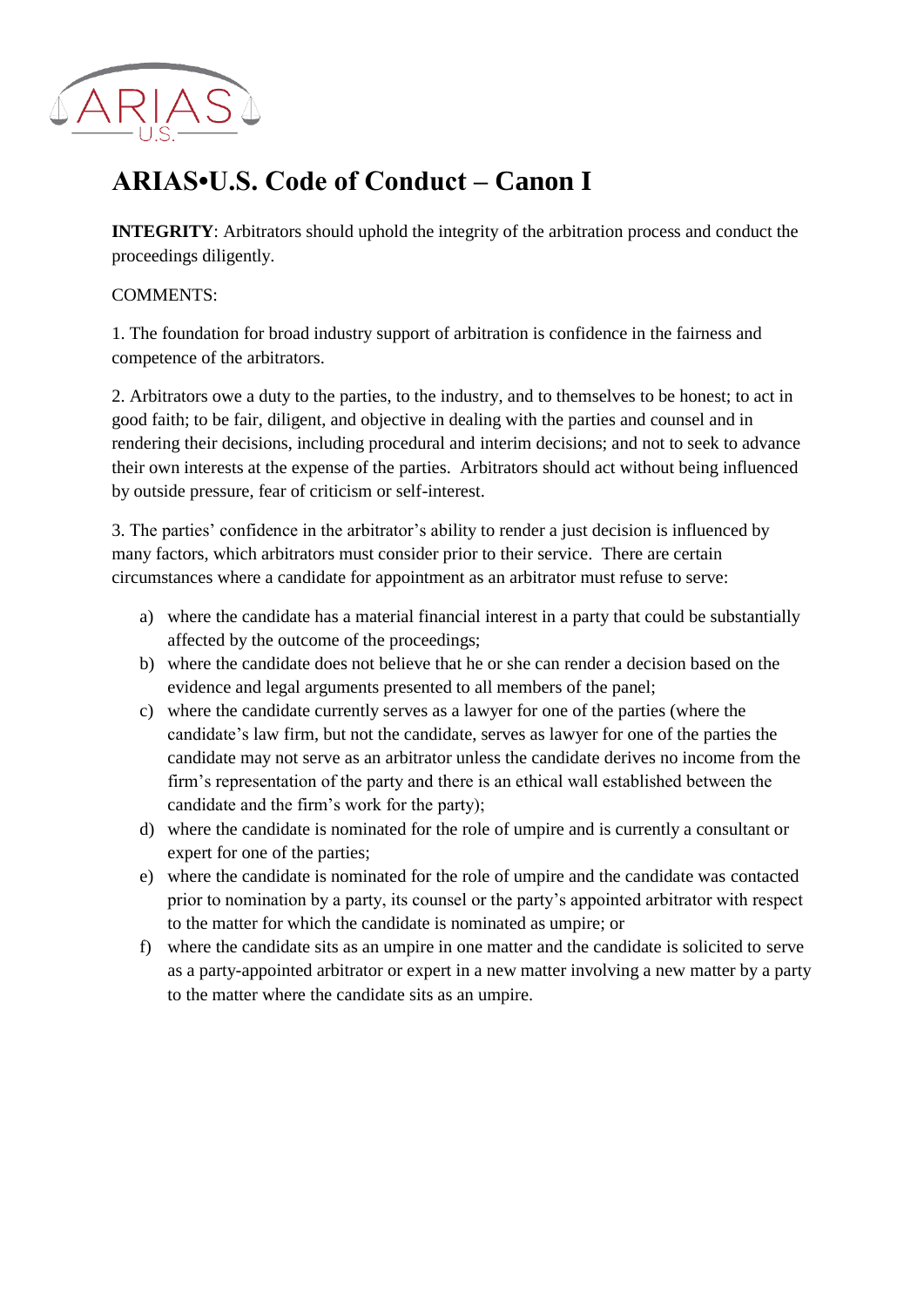# ARIAS•U.S. Code of Conduct – Canon I

**INTEGRITY**: Arbitrators should uphold the integrity of the arbitration process and conduct the proceedings diligently.

COMMENTS:

1. The foundation for broad industry support of arbitration is confidence in the fairness and competence of the arbitrators.

2. Arbitrators owe a duty to the parties, to the industry, and to themselves to be honest; to act in good faith; to be fair, diligent, and objective in dealing with the parties and counsel and in rendering their decisions, including procedural and interim decisions; and not to seek to advance their own interests at the expense of the parties. Arbitrators should act without being influenced by outside pressure, fear of criticism or self-interest.

3. The parties' confidence in the arbitrator's ability to render a just decision is influenced by many factors, which arbitrators must consider prior to their service. There are certain circumstances where a candidate for appointment as an arbitrator must refuse to serve:

   a) where the candidate has a material financial interest in a party that could be substantially affected by the outcome of the proceedings;
   b) where the candidate does not believe that he or she can render a decision based on the evidence and legal arguments presented to all members of the panel;
   c) where the candidate currently serves as a lawyer for one of the parties (where the candidate's law firm, but not the candidate, serves as lawyer for one of the parties the candidate may not serve as an arbitrator unless the candidate derives no income from the firm's representation of the party and there is an ethical wall established between the candidate and the firm's work for the party);
   d) where the candidate is nominated for the role of umpire and is currently a consultant or expert for one of the parties;
   e) where the candidate is nominated for the role of umpire and the candidate was contacted prior to nomination by a party, its counsel or the party's appointed arbitrator with respect to the matter for which the candidate is nominated as umpire; or
   f) where the candidate sits as an umpire in one matter and the candidate is solicited to serve as a party-appointed arbitrator or expert in a new matter involving a new matter by a party to the matter where the candidate sits as an umpire.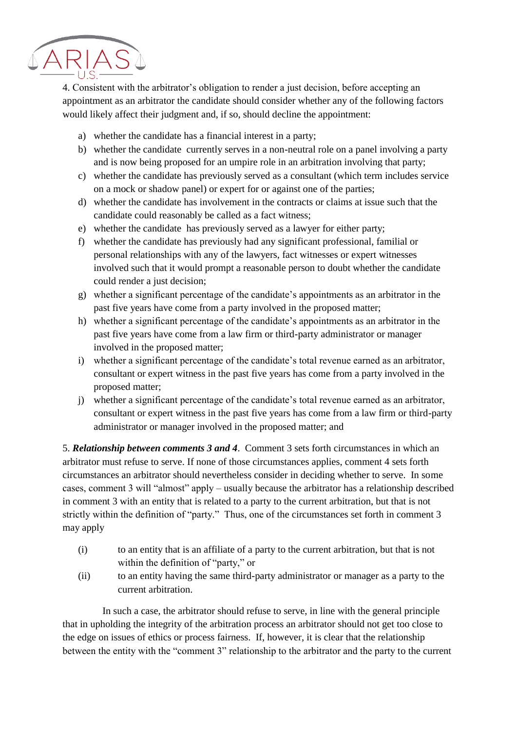4. Consistent with the arbitrator's obligation to render a just decision, before accepting an appointment as an arbitrator the candidate should consider whether any of the following factors would likely affect their judgment and, if so, should decline the appointment:

a) whether the candidate has a financial interest in a party;
b) whether the candidate currently serves in a non-neutral role on a panel involving a party and is now being proposed for an umpire role in an arbitration involving that party;
c) whether the candidate has previously served as a consultant (which term includes service on a mock or shadow panel) or expert for or against one of the parties;
d) whether the candidate has involvement in the contracts or claims at issue such that the candidate could reasonably be called as a fact witness;
e) whether the candidate has previously served as a lawyer for either party;
f) whether the candidate has previously had any significant professional, familial or personal relationships with any of the lawyers, fact witnesses or expert witnesses involved such that it would prompt a reasonable person to doubt whether the candidate could render a just decision;
g) whether a significant percentage of the candidate's appointments as an arbitrator in the past five years have come from a party involved in the proposed matter;
h) whether a significant percentage of the candidate's appointments as an arbitrator in the past five years have come from a law firm or third-party administrator or manager involved in the proposed matter;
i) whether a significant percentage of the candidate's total revenue earned as an arbitrator, consultant or expert witness in the past five years has come from a party involved in the proposed matter;
j) whether a significant percentage of the candidate's total revenue earned as an arbitrator, consultant or expert witness in the past five years has come from a law firm or third-party administrator or manager involved in the proposed matter; and

5. ***Relationship between comments 3 and 4***. Comment 3 sets forth circumstances in which an arbitrator must refuse to serve. If none of those circumstances applies, comment 4 sets forth circumstances an arbitrator should nevertheless consider in deciding whether to serve. In some cases, comment 3 will "almost" apply – usually because the arbitrator has a relationship described in comment 3 with an entity that is related to a party to the current arbitration, but that is not strictly within the definition of "party." Thus, one of the circumstances set forth in comment 3 may apply

(i) to an entity that is an affiliate of a party to the current arbitration, but that is not within the definition of "party," or

(ii) to an entity having the same third-party administrator or manager as a party to the current arbitration.

In such a case, the arbitrator should refuse to serve, in line with the general principle that in upholding the integrity of the arbitration process an arbitrator should not get too close to the edge on issues of ethics or process fairness. If, however, it is clear that the relationship between the entity with the "comment 3" relationship to the arbitrator and the party to the current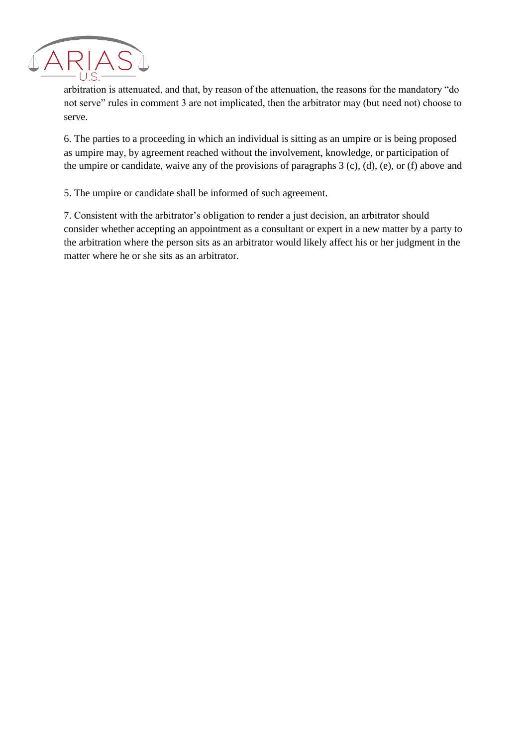arbitration is attenuated, and that, by reason of the attenuation, the reasons for the mandatory "do not serve" rules in comment 3 are not implicated, then the arbitrator may (but need not) choose to serve.

6. The parties to a proceeding in which an individual is sitting as an umpire or is being proposed as umpire may, by agreement reached without the involvement, knowledge, or participation of the umpire or candidate, waive any of the provisions of paragraphs 3 (c), (d), (e), or (f) above and

5. The umpire or candidate shall be informed of such agreement.

7. Consistent with the arbitrator's obligation to render a just decision, an arbitrator should consider whether accepting an appointment as a consultant or expert in a new matter by a party to the arbitration where the person sits as an arbitrator would likely affect his or her judgment in the matter where he or she sits as an arbitrator.